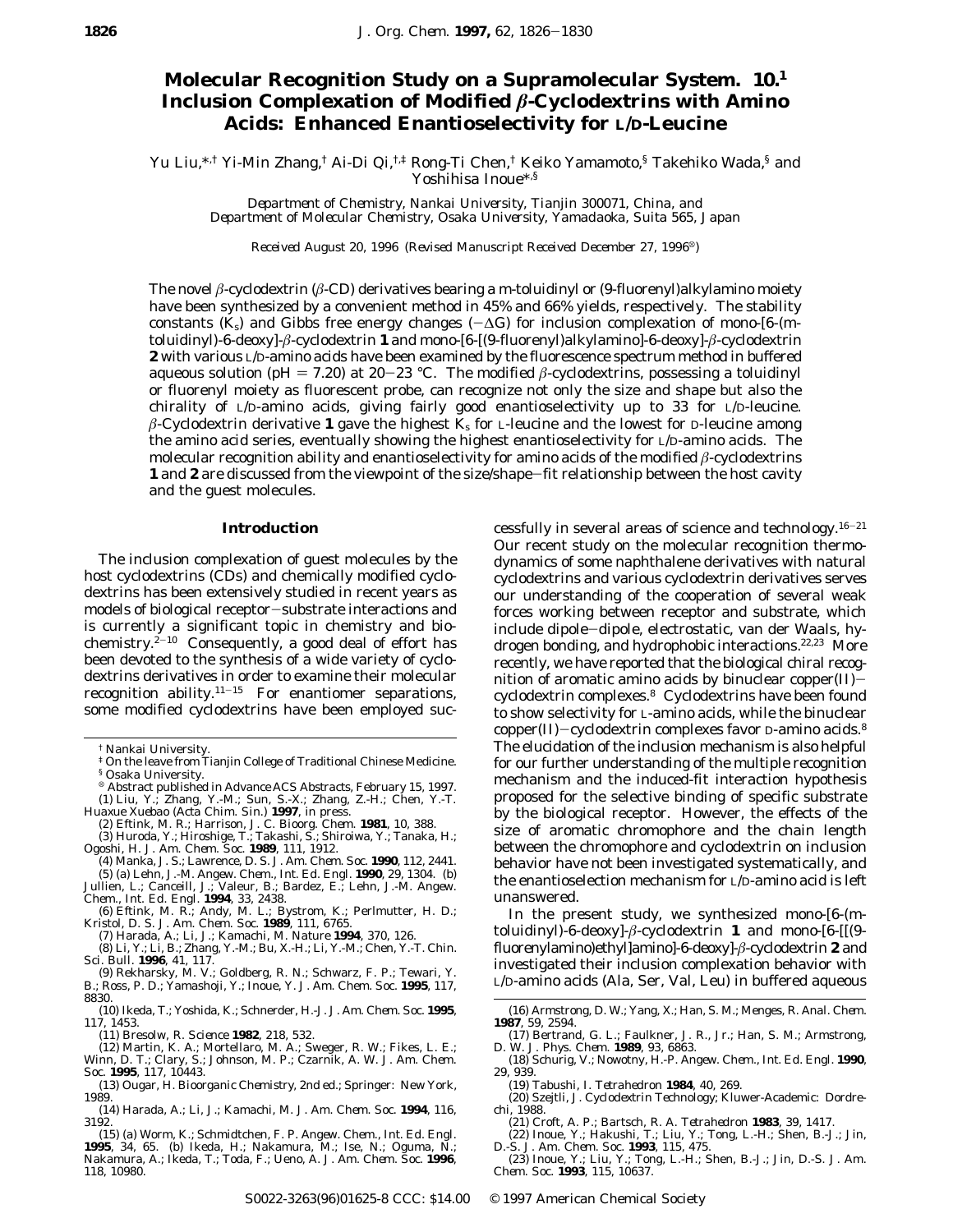# Molecular Recognition Study on a Supramolecular System. 10.[1] Inclusion Complexation of Modified β-Cyclodextrins with Amino Acids: Enhanced Enantioselectivity for L/D-Leucine

Yu Liu,*[,†] Yi-Min Zhang,[†] Ai-Di Qi,[†,‡] Rong-Ti Chen,[†] Keiko Yamamoto,[§] Takehiko Wada,[§] and Yoshihisa Inoue*[,§]

*Department of Chemistry, Nankai University, Tianjin 300071, China, and Department of Molecular Chemistry, Osaka University, Yamadaoka, Suita 565, Japan*

*Received August 20, 1996 (Revised Manuscript Received December 27, 1996*[®]*)*

The novel β-cyclodextrin (β-CD) derivatives bearing a m-toluidinyl or (9-fluorenyl)alkylamino moiety have been synthesized by a convenient method in 45% and 66% yields, respectively. The stability constants ($K_s$) and Gibbs free energy changes ($-\Delta G$) for inclusion complexation of mono-[6-(m-toluidinyl)-6-deoxy]-β-cyclodextrin **1** and mono-[6-[(9-fluorenyl)alkylamino]-6-deoxy]-β-cyclodextrin **2** with various L/D-amino acids have been examined by the fluorescence spectrum method in buffered aqueous solution (pH = 7.20) at 20–23 °C. The modified β-cyclodextrins, possessing a toluidinyl or fluorenyl moiety as fluorescent probe, can recognize not only the size and shape but also the chirality of L/D-amino acids, giving fairly good enantioselectivity up to 33 for L/D-leucine. β-Cyclodextrin derivative **1** gave the highest $K_s$ for L-leucine and the lowest for D-leucine among the amino acid series, eventually showing the highest enantioselectivity for L/D-amino acids. The molecular recognition ability and enantioselectivity for amino acids of the modified β-cyclodextrins **1** and **2** are discussed from the viewpoint of the size/shape-fit relationship between the host cavity and the guest molecules.

## Introduction

The inclusion complexation of guest molecules by the host cyclodextrins (CDs) and chemically modified cyclodextrins has been extensively studied in recent years as models of biological receptor–substrate interactions and is currently a significant topic in chemistry and biochemistry.[2–10] Consequently, a good deal of effort has been devoted to the synthesis of a wide variety of cyclodextrins derivatives in order to examine their molecular recognition ability.[11–15] For enantiomer separations, some modified cyclodextrins have been employed successfully in several areas of science and technology.[16–21] Our recent study on the molecular recognition thermodynamics of some naphthalene derivatives with natural cyclodextrins and various cyclodextrin derivatives serves our understanding of the cooperation of several weak forces working between receptor and substrate, which include dipole–dipole, electrostatic, van der Waals, hydrogen bonding, and hydrophobic interactions.[22,23] More recently, we have reported that the biological chiral recognition of aromatic amino acids by binuclear copper(II)–cyclodextrin complexes.[8] Cyclodextrins have been found to show selectivity for L-amino acids, while the binuclear copper(II)–cyclodextrin complexes favor D-amino acids.[8] The elucidation of the inclusion mechanism is also helpful for our further understanding of the multiple recognition mechanism and the induced-fit interaction hypothesis proposed for the selective binding of specific substrate by the biological receptor. However, the effects of the size of aromatic chromophore and the chain length between the chromophore and cyclodextrin on inclusion behavior have not been investigated systematically, and the enantioselection mechanism for L/D-amino acid is left unanswered.

In the present study, we synthesized mono-[6-(m-toluidinyl)-6-deoxy]-β-cyclodextrin **1** and mono-[6-[[(9-fluorenylamino)ethyl]amino]-6-deoxy]-β-cyclodextrin **2** and investigated their inclusion complexation behavior with L/D-amino acids (Ala, Ser, Val, Leu) in buffered aqueous

---

[†] Nankai University.

[‡] On the leave from Tianjin College of Traditional Chinese Medicine.

[§] Osaka University.

[®] Abstract published in *Advance ACS Abstracts,* February 15, 1997.

(1) Liu, Y.; Zhang, Y.-M.; Sun, S.-X.; Zhang, Z.-H.; Chen, Y.-T. *Huaxue Xuebao (Acta Chim. Sin.)* **1997**, in press.

(2) Eftink, M. R.; Harrison, J. C. *Bioorg. Chem.* **1981**, *10*, 388.

(3) Huroda, Y.; Hiroshige, T.; Takashi, S.; Shiroiwa, Y.; Tanaka, H.; Ogoshi, H. *J. Am. Chem. Soc.* **1989**, *111*, 1912.

(4) Manka, J. S.; Lawrence, D. S. *J. Am. Chem. Soc.* **1990**, *112*, 2441.

(5) (a) Lehn, J.-M. *Angew. Chem., Int. Ed. Engl.* **1990**, *29*, 1304. (b) Jullien, L.; Canceill, J.; Valeur, B.; Bardez, E.; Lehn, J.-M. *Angew. Chem., Int. Ed. Engl.* **1994**, *33*, 2438.

(6) Eftink, M. R.; Andy, M. L.; Bystrom, K.; Perlmutter, H. D.; Kristol, D. S. *J. Am. Chem. Soc.* **1989**, *111*, 6765.

(7) Harada, A.; Li, J.; Kamachi, M. *Nature* **1994**, *370*, 126.

(8) Li, Y.; Li, B.; Zhang, Y.-M.; Bu, X.-H.; Li, Y.-M.; Chen, Y.-T. *Chin. Sci. Bull.* **1996**, *41*, 117.

(9) Rekharsky, M. V.; Goldberg, R. N.; Schwarz, F. P.; Tewari, Y. B.; Ross, P. D.; Yamashoji, Y.; Inoue, Y. *J. Am. Chem. Soc.* **1995**, *117*, 8830.

(10) Ikeda, T.; Yoshida, K.; Schnerder, H.-J. *J. Am. Chem. Soc.* **1995**, *117*, 1453.

(11) Bresolw, R. *Science* **1982**, *218*, 532.

(12) Martin, K. A.; Mortellaro, M. A.; Sweger, R. W.; Fikes, L. E.; Winn, D. T.; Clary, S.; Johnson, M. P.; Czarnik, A. W. *J. Am. Chem. Soc.* **1995**, *117*, 10443.

(13) Ougar, H. *Bioorganic Chemistry*, 2nd ed.; Springer: New York, 1989.

(14) Harada, A.; Li, J.; Kamachi, M. *J. Am. Chem. Soc.* **1994**, *116*, 3192.

(15) (a) Worm, K.; Schmidtchen, F. P. *Angew. Chem., Int. Ed. Engl.* **1995**, *34*, 65. (b) Ikeda, H.; Nakamura, M.; Ise, N.; Oguma, N.; Nakamura, A.; Ikeda, T.; Toda, F.; Ueno, A. *J. Am. Chem. Soc.* **1996**, *118*, 10980.

(16) Armstrong, D. W.; Yang, X.; Han, S. M.; Menges, R. *Anal. Chem.* **1987**, *59*, 2594.

(17) Bertrand, G. L.; Faulkner, J. R., Jr.; Han, S. M.; Armstrong, D. W. *J. Phys. Chem.* **1989**, *93*, 6863.

(18) Schurig, V.; Nowotny, H.-P. *Angew. Chem., Int. Ed. Engl.* **1990**, *29*, 939.

(19) Tabushi, I. *Tetrahedron* **1984**, *40*, 269.

(20) Szejtli, J. *Cyclodextrin Technology*; Kluwer-Academic: Dordrechi, 1988.

(21) Croft, A. P.; Bartsch, R. A. *Tetrahedron* **1983**, *39*, 1417.

(22) Inoue, Y.; Hakushi, T.; Liu, Y.; Tong, L.-H.; Shen, B.-J.; Jin, D.-S. *J. Am. Chem. Soc.* **1993**, *115*, 475.

(23) Inoue, Y.; Liu, Y.; Tong, L.-H.; Shen, B.-J.; Jin, D.-S. *J. Am. Chem. Soc.* **1993**, *115*, 10637.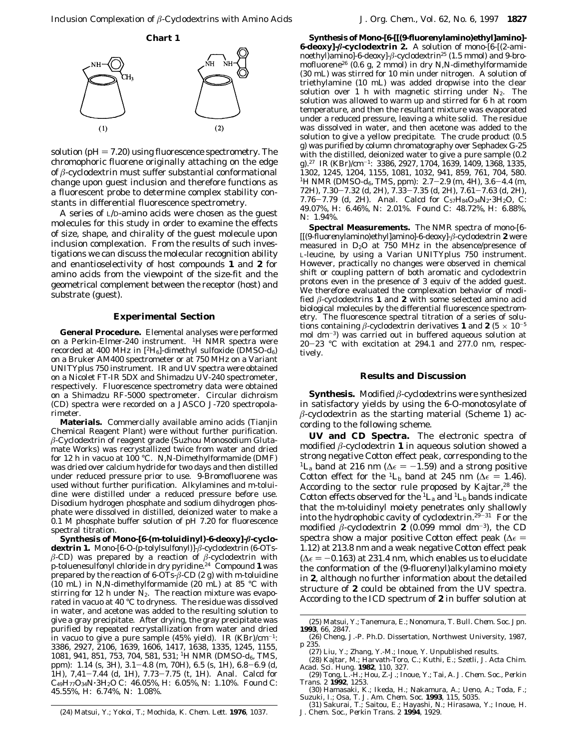**Chart 1**

(1) (2)

solution (pH = 7.20) using fluorescence spectrometry. The chromophoric fluorene originally attaching on the edge of β-cyclodextrin must suffer substantial conformational change upon guest inclusion and therefore functions as a fluorescent probe to determine complex stability constants in differential fluorescence spectrometry.

A series of L/D-amino acids were chosen as the guest molecules for this study in order to examine the effects of size, shape, and chirality of the guest molecule upon inclusion complexation. From the results of such investigations we can discuss the molecular recognition ability and enantioselectivity of host compounds **1** and **2** for amino acids from the viewpoint of the size-fit and the geometrical complement between the receptor (host) and substrate (guest).

## Experimental Section

**General Procedure.** Elemental analyses were performed on a Perkin-Elmer-240 instrument. $^1H$ NMR spectra were recorded at 400 MHz in [$^2H_6$]-dimethyl sulfoxide (DMSO-$d_6$) on a Bruker AM400 spectrometer or at 750 MHz on a Variant UNITYplus 750 instrument. IR and UV spectra were obtained on a Nicolet FT-IR 5DX and Shimadzu UV-240 spectrometer, respectively. Fluorescence spectrometry data were obtained on a Shimadzu RF-5000 spectrometer. Circular dichroism (CD) spectra were recorded on a JASCO J-720 spectropolarimeter.

**Materials.** Commercially available amino acids (Tianjin Chemical Reagent Plant) were without further purification. β-Cyclodextrin of reagent grade (Suzhou Monosodium Glutamate Works) was recrystallized twice from water and dried for 12 h in vacuo at 100 °C. *N,N*-Dimethylformamide (DMF) was dried over calcium hydride for two days and then distilled under reduced pressure prior to use. 9-Bromofluorene was used without further purification. Alkylamines and *m*-toluidine were distilled under a reduced pressure before use. Disodium hydrogen phosphate and sodium dihydrogen phosphate were dissolved in distilled, deionized water to make a 0.1 M phosphate buffer solution of pH 7.20 for fluorescence spectral titration.

**Synthesis of Mono-[6-(*m*-toluidinyl)-6-deoxy]-β-cyclodextrin 1.** Mono-[6-*O*-(*p*-tolylsulfonyl)]-β-cyclodextrin (6-OTs-β-CD) was prepared by a reaction of β-cyclodextrin with *p*-toluenesulfonyl chloride in dry pyridine.[24] Compound **1** was prepared by the reaction of 6-OTs-β-CD (2 g) with *m*-toluidine (10 mL) in *N,N*-dimethylformamide (20 mL) at 85 °C with stirring for 12 h under $N_2$. The reaction mixture was evaporated in vacuo at 40 °C to dryness. The residue was dissolved in water, and acetone was added to the resulting solution to give a gray precipitate. After drying, the gray precipitate was purified by repeated recrystallization from water and dried in vacuo to give a pure sample (45% yield). IR (KBr)/cm$^{-1}$: 3386, 2927, 2106, 1639, 1606, 1417, 1638, 1335, 1245, 1155, 1081, 941, 851, 753, 704, 581, 531; $^1H$ NMR (DMSO-$d_6$, TMS, ppm): 1.14 (s, 3H), 3.1–4.8 (m, 70H), 6.5 (s, 1H), 6.8–6.9 (d, 1H), 7.41–7.44 (d, 1H), 7.73–7.75 (t, 1H). Anal. Calcd for $C_{49}H_{77}O_{34}N\cdot 3H_2O$ C: 46.05%, H: 6.05%, N: 1.10%. Found C: 45.55%, H: 6.74%, N: 1.08%.

**Synthesis of Mono-[6-[[(9-fluorenylamino)ethyl]amino]-6-deoxy]-β-cyclodextrin 2.** A solution of mono-[6-[(2-aminoethyl)amino]-6-deoxy]-β-cyclodextrin[25] (1.5 mmol) and 9-bromofluorene[26] (0.6 g, 2 mmol) in dry *N,N*-dimethylformamide (30 mL) was stirred for 10 min under nitrogen. A solution of triethylamine (10 mL) was added dropwise into the clear solution over 1 h with magnetic stirring under $N_2$. The solution was allowed to warm up and stirred for 6 h at room temperature, and then the resultant mixture was evaporated under a reduced pressure, leaving a white solid. The residue was dissolved in water, and then acetone was added to the solution to give a yellow precipitate. The crude product (0.5 g) was purified by column chromatography over Sephadex G-25 with the distilled, deionized water to give a pure sample (0.2 g).[27] IR (KBr)/cm$^{-1}$: 3386, 2927, 1704, 1639, 1409, 1368, 1335, 1302, 1245, 1204, 1155, 1081, 1032, 941, 859, 761, 704, 580. $^1H$ NMR (DMSO-$d_6$, TMS, ppm): 2.7–2.9 (m, 4H), 3.6–4.4 (m, 72H), 7.30–7.32 (d, 2H), 7.33–7.35 (d, 2H), 7.61–7.63 (d, 2H), 7.76–7.79 (d, 2H). Anal. Calcd for $C_{57}H_{84}O_{34}N_2\cdot 3H_2O$, C: 49.07%, H: 6.46%, N: 2.01%. Found C: 48.72%, H: 6.88%, N: 1.94%.

**Spectral Measurements.** The NMR spectra of mono-[6-[[(9-fluorenylamino)ethyl]amino]-6-deoxy]-β-cyclodextrin **2** were measured in $D_2O$ at 750 MHz in the absence/presence of L-leucine, by using a Varian UNITYplus 750 instrument. However, practically no changes were observed in chemical shift or coupling pattern of both aromatic and cyclodextrin protons even in the presence of 3 equiv of the added guest. We therefore evaluated the complexation behavior of modified β-cyclodextrins **1** and **2** with some selected amino acid biological molecules by the differential fluorescence spectrometry. The fluorescence spectral titration of a series of solutions containing β-cyclodextrin derivatives **1** and **2** ($5 \times 10^{-5}$ mol dm$^{-3}$) was carried out in buffered aqueous solution at 20–23 °C with excitation at 294.1 and 277.0 nm, respectively.

## Results and Discussion

**Synthesis.** Modified β-cyclodextrins were synthesized in satisfactory yields by using the 6-*O*-monotosylate of β-cyclodextrin as the starting material (Scheme 1) according to the following scheme.

**UV and CD Spectra.** The electronic spectra of modified β-cyclodextrin **1** in aqueous solution showed a strong negative Cotton effect peak, corresponding to the $^1L_a$ band at 216 nm ($\Delta\epsilon = -1.59$) and a strong positive Cotton effect for the $^1L_b$ band at 245 nm ($\Delta\epsilon = 1.46$). According to the sector rule proposed by Kajtar,[28] the Cotton effects observed for the $^1L_a$ and $^1L_b$ bands indicate that the *m*-toluidinyl moiety penetrates only shallowly into the hydrophobic cavity of cyclodextrin.[29–31] For the modified β-cyclodextrin **2** (0.099 mmol dm$^{-3}$), the CD spectra show a major positive Cotton effect peak ($\Delta\epsilon = 1.12$) at 213.8 nm and a weak negative Cotton effect peak ($\Delta\epsilon = -0.163$) at 231.4 nm, which enables us to elucidate the conformation of the (9-fluorenyl)alkylamino moiety in **2**, although no further information about the detailed structure of **2** could be obtained from the UV spectra. According to the ICD spectrum of **2** in buffer solution at

(24) Matsui, Y.; Yokoi, T.; Mochida, K. *Chem. Lett.* **1976**, 1037.

(25) Matsui, Y.; Tanemura, E.; Nonomura, T. *Bull. Chem. Soc. Jpn.* **1993**, *66*, 2847.

(26) Cheng, J.-P. Ph.D. Dissertation, Northwest University, 1987, p 235.

(27) Liu, Y.; Zhang, Y.-M.; Inoue, Y. Unpublished results.

(28) Kajtar, M.; Harvath-Toro, C.; Kuthi, E.; Szetli, J. *Acta Chim. Acad. Sci. Hung.* **1982**, *110*, 327.

(29) Tong, L.-H.; Hou, Z.-J.; Inoue, Y.; Tai, A. *J. Chem. Soc., Perkin Trans. 2* **1992**, 1253.

(30) Hamasaki, K.; Ikeda, H.; Nakamura, A.; Ueno, A.; Toda, F.; Suzuki, I.; Osa, T. *J. Am. Chem. Soc.* **1993**, *115*, 5035.

(31) Sakurai, T.; Saitou, E.; Hayashi, N.; Hirasawa, Y.; Inoue, H. *J. Chem. Soc., Perkin Trans. 2* **1994**, 1929.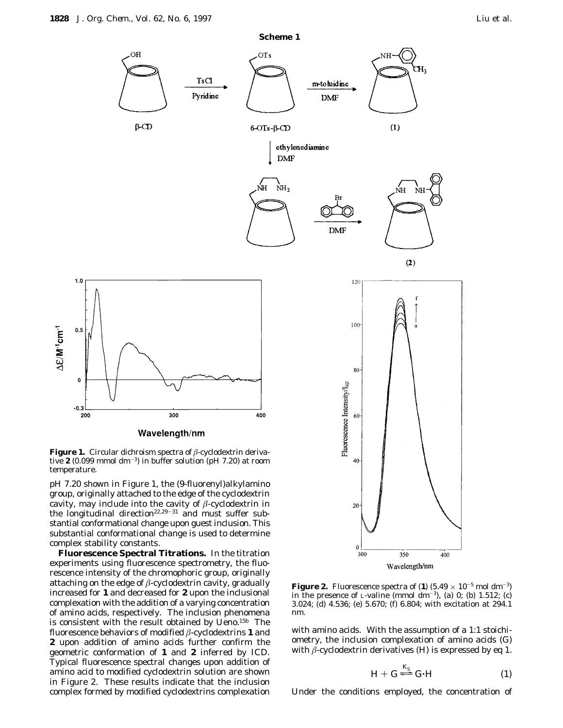**Scheme 1**

**Figure 1.** Circular dichroism spectra of $\beta$-cyclodextrin derivative **2** (0.099 mmol dm$^{-3}$) in buffer solution (pH 7.20) at room temperature.

pH 7.20 shown in Figure 1, the (9-fluorenyl)alkylamino group, originally attached to the edge of the cyclodextrin cavity, may include into the cavity of $\beta$-cyclodextrin in the longitudinal direction[22,29-31] and must suffer substantial conformational change upon guest inclusion. This substantial conformational change is used to determine complex stability constants.

**Fluorescence Spectral Titrations.** In the titration experiments using fluorescence spectrometry, the fluorescence intensity of the chromophoric group, originally attaching on the edge of $\beta$-cyclodextrin cavity, gradually increased for **1** and decreased for **2** upon the inclusional complexation with the addition of a varying concentration of amino acids, respectively. The inclusion phenomena is consistent with the result obtained by Ueno.[15b] The fluorescence behaviors of modified $\beta$-cyclodextrins **1** and **2** upon addition of amino acids further confirm the geometric conformation of **1** and **2** inferred by ICD. Typical fluorescence spectral changes upon addition of amino acid to modified cyclodextrin solution are shown in Figure 2. These results indicate that the inclusion complex formed by modified cyclodextrins complexation with amino acids. With the assumption of a 1:1 stoichiometry, the inclusion complexation of amino acids (G) with $\beta$-cyclodextrin derivatives (H) is expressed by eq 1.

**Figure 2.** Fluorescence spectra of (**1**) ($5.49 \times 10^{-5}$ mol dm$^{-3}$) in the presence of L-valine (mmol dm$^{-3}$), (a) 0; (b) 1.512; (c) 3.024; (d) 4.536; (e) 5.670; (f) 6.804; with excitation at 294.1 nm.

$$H + G \overset{K_S}{\rightleftharpoons} G{\cdot}H \qquad (1)$$

Under the conditions employed, the concentration of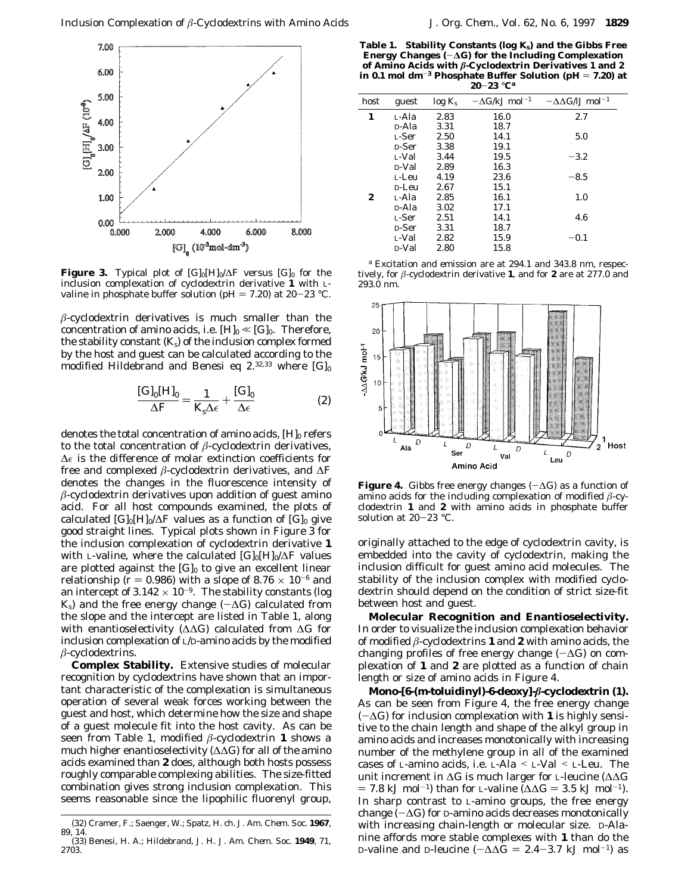**Figure 3.** Typical plot of $[G]_0[H]_0/\Delta F$ versus $[G]_0$ for the inclusion complexation of cyclodextrin derivative **1** with L-valine in phosphate buffer solution (pH = 7.20) at 20–23 °C.

$\beta$-cyclodextrin derivatives is much smaller than the concentration of amino acids, i.e. $[H]_0 \ll [G]_0$. Therefore, the stability constant ($K_s$) of the inclusion complex formed by the host and guest can be calculated according to the modified Hildebrand and Benesi eq 2.[32,33] where $[G]_0$

$$\frac{[G]_0[H]_0}{\Delta F} = \frac{1}{K_s \Delta\epsilon} + \frac{[G]_0}{\Delta\epsilon} \qquad (2)$$

denotes the total concentration of amino acids, $[H]_0$ refers to the total concentration of $\beta$-cyclodextrin derivatives, $\Delta\epsilon$ is the difference of molar extinction coefficients for free and complexed $\beta$-cyclodextrin derivatives, and $\Delta F$ denotes the changes in the fluorescence intensity of $\beta$-cyclodextrin derivatives upon addition of guest amino acid. For all host compounds examined, the plots of calculated $[G]_0[H]_0/\Delta F$ values as a function of $[G]_0$ give good straight lines. Typical plots shown in Figure 3 for the inclusion complexation of cyclodextrin derivative **1** with L-valine, where the calculated $[G]_0[H]_0/\Delta F$ values are plotted against the $[G]_0$ to give an excellent linear relationship ($r = 0.986$) with a slope of $8.76 \times 10^{-6}$ and an intercept of $3.142 \times 10^{-9}$. The stability constants (log $K_s$) and the free energy change ($-\Delta G$) calculated from the slope and the intercept are listed in Table 1, along with enantioselectivity ($\Delta\Delta G$) calculated from $\Delta G$ for inclusion complexation of L/D-amino acids by the modified $\beta$-cyclodextrins.

**Complex Stability.** Extensive studies of molecular recognition by cyclodextrins have shown that an important characteristic of the complexation is simultaneous operation of several weak forces working between the guest and host, which determine how the size and shape of a guest molecule fit into the host cavity. As can be seen from Table 1, modified $\beta$-cyclodextrin **1** shows a much higher enantioselectivity ($\Delta\Delta G$) for all of the amino acids examined than **2** does, although both hosts possess roughly comparable complexing abilities. The size-fitted combination gives strong inclusion complexation. This seems reasonable since the lipophilic fluorenyl group,

**Table 1. Stability Constants (log $K_s$) and the Gibbs Free Energy Changes ($-\Delta G$) for the Including Complexation of Amino Acids with $\beta$-Cyclodextrin Derivatives 1 and 2 in 0.1 mol dm$^{-3}$ Phosphate Buffer Solution (pH = 7.20) at 20–23 °C[a]**

| host | guest | log $K_s$ | $-\Delta G$/kJ mol$^{-1}$ | $-\Delta\Delta G$/J mol$^{-1}$ |
|---|---|---|---|---|
| **1** | L-Ala | 2.83 | 16.0 | 2.7 |
| | D-Ala | 3.31 | 18.7 | |
| | L-Ser | 2.50 | 14.1 | 5.0 |
| | D-Ser | 3.38 | 19.1 | |
| | L-Val | 3.44 | 19.5 | −3.2 |
| | D-Val | 2.89 | 16.3 | |
| | L-Leu | 4.19 | 23.6 | −8.5 |
| | D-Leu | 2.67 | 15.1 | |
| **2** | L-Ala | 2.85 | 16.1 | 1.0 |
| | D-Ala | 3.02 | 17.1 | |
| | L-Ser | 2.51 | 14.1 | 4.6 |
| | D-Ser | 3.31 | 18.7 | |
| | L-Val | 2.82 | 15.9 | −0.1 |
| | D-Val | 2.80 | 15.8 | |

[a] Excitation and emission are at 294.1 and 343.8 nm, respectively, for $\beta$-cyclodextrin derivative **1**, and for **2** are at 277.0 and 293.0 nm.

**Figure 4.** Gibbs free energy changes ($-\Delta G$) as a function of amino acids for the including complexation of modified $\beta$-cyclodextrin **1** and **2** with amino acids in phosphate buffer solution at 20–23 °C.

originally attached to the edge of cyclodextrin cavity, is embedded into the cavity of cyclodextrin, making the inclusion difficult for guest amino acid molecules. The stability of the inclusion complex with modified cyclodextrin should depend on the condition of strict size-fit between host and guest.

**Molecular Recognition and Enantioselectivity.** In order to visualize the inclusion complexation behavior of modified $\beta$-cyclodextrins **1** and **2** with amino acids, the changing profiles of free energy change ($-\Delta G$) on complexation of **1** and **2** are plotted as a function of chain length or size of amino acids in Figure 4.

**Mono-[6-(*m*-toluidinyl)-6-deoxy]-$\beta$-cyclodextrin (1).** As can be seen from Figure 4, the free energy change ($-\Delta G$) for inclusion complexation with **1** is highly sensitive to the chain length and shape of the alkyl group in amino acids and increases monotonically with increasing number of the methylene group in all of the examined cases of L-amino acids, i.e. L-Ala < L-Val < L-Leu. The unit increment in $\Delta G$ is much larger for L-leucine ($\Delta\Delta G$ = 7.8 kJ mol$^{-1}$) than for L-valine ($\Delta\Delta G$ = 3.5 kJ mol$^{-1}$). In sharp contrast to L-amino groups, the free energy change ($-\Delta G$) for D-amino acids decreases monotonically with increasing chain-length or molecular size. D-Alanine affords more stable complexes with **1** than do the D-valine and D-leucine ($-\Delta\Delta G$ = 2.4–3.7 kJ mol$^{-1}$) as

(32) Cramer, F.; Saenger, W.; Spatz, H. ch. *J. Am. Chem. Soc.* **1967**, 89, 14.

(33) Benesi, H. A.; Hildebrand, J. H. *J. Am. Chem. Soc.* **1949**, 71, 2703.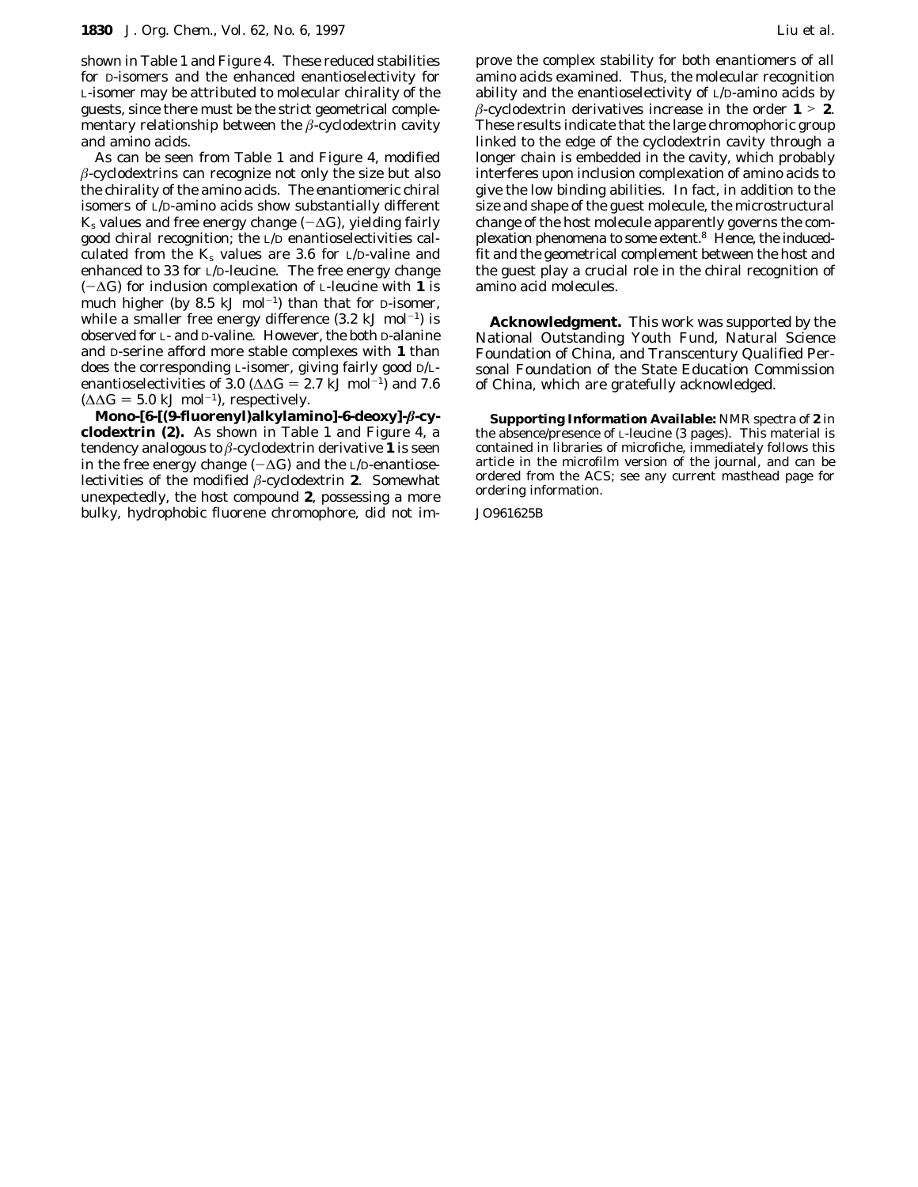shown in Table 1 and Figure 4. These reduced stabilities for D-isomers and the enhanced enantioselectivity for L-isomer may be attributed to molecular chirality of the guests, since there must be the strict geometrical complementary relationship between the β-cyclodextrin cavity and amino acids.

As can be seen from Table 1 and Figure 4, modified β-cyclodextrins can recognize not only the size but also the chirality of the amino acids. The enantiomeric chiral isomers of L/D-amino acids show substantially different $K_s$ values and free energy change ($-\Delta G$), yielding fairly good chiral recognition; the L/D enantioselectivities calculated from the $K_s$ values are 3.6 for L/D-valine and enhanced to 33 for L/D-leucine. The free energy change ($-\Delta G$) for inclusion complexation of L-leucine with **1** is much higher (by 8.5 kJ $mol^{-1}$) than that for D-isomer, while a smaller free energy difference (3.2 kJ $mol^{-1}$) is observed for L- and D-valine. However, the both D-alanine and D-serine afford more stable complexes with **1** than does the corresponding L-isomer, giving fairly good D/L-enantioselectivities of 3.0 ($\Delta\Delta G$ = 2.7 kJ $mol^{-1}$) and 7.6 ($\Delta\Delta G$ = 5.0 kJ $mol^{-1}$), respectively.

**Mono-[6-[(9-fluorenyl)alkylamino]-6-deoxy]-β-cyclodextrin (2).** As shown in Table 1 and Figure 4, a tendency analogous to β-cyclodextrin derivative **1** is seen in the free energy change ($-\Delta G$) and the L/D-enantioselectivities of the modified β-cyclodextrin **2**. Somewhat unexpectedly, the host compound **2**, possessing a more bulky, hydrophobic fluorene chromophore, did not improve the complex stability for both enantiomers of all amino acids examined. Thus, the molecular recognition ability and the enantioselectivity of L/D-amino acids by β-cyclodextrin derivatives increase in the order **1** > **2**. These results indicate that the large chromophoric group linked to the edge of the cyclodextrin cavity through a longer chain is embedded in the cavity, which probably interferes upon inclusion complexation of amino acids to give the low binding abilities. In fact, in addition to the size and shape of the guest molecule, the microstructural change of the host molecule apparently governs the complexation phenomena to some extent.[8] Hence, the induced-fit and the geometrical complement between the host and the guest play a crucial role in the chiral recognition of amino acid molecules.

**Acknowledgment.** This work was supported by the National Outstanding Youth Fund, Natural Science Foundation of China, and Transcentury Qualified Personal Foundation of the State Education Commission of China, which are gratefully acknowledged.

**Supporting Information Available:** NMR spectra of **2** in the absence/presence of L-leucine (3 pages). This material is contained in libraries of microfiche, immediately follows this article in the microfilm version of the journal, and can be ordered from the ACS; see any current masthead page for ordering information.

JO961625B